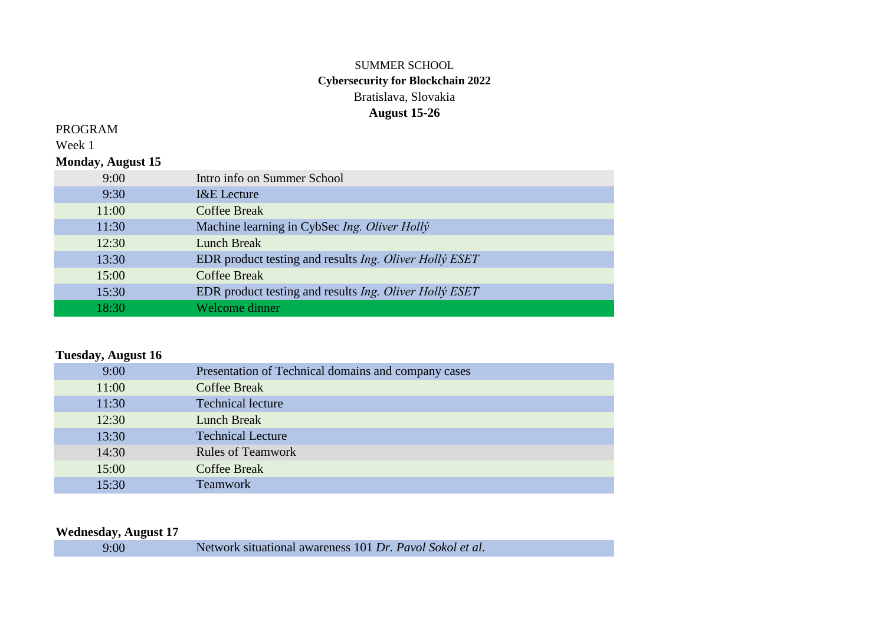SUMMER SCHOOL

**Cybersecurity for Blockchain 2022**

Bratislava, Slovakia

**August 15-26**

PROGRAM

Week 1

**Monday, August 15**

| | |
|---|---|
| 9:00 | Intro info on Summer School |
| 9:30 | I&E Lecture |
| 11:00 | Coffee Break |
| 11:30 | Machine learning in CybSec *Ing. Oliver Hollý* |
| 12:30 | Lunch Break |
| 13:30 | EDR product testing and results *Ing. Oliver Hollý ESET* |
| 15:00 | Coffee Break |
| 15:30 | EDR product testing and results *Ing. Oliver Hollý ESET* |
| 18:30 | Welcome dinner |

**Tuesday, August 16**

| | |
|---|---|
| 9:00 | Presentation of Technical domains and company cases |
| 11:00 | Coffee Break |
| 11:30 | Technical lecture |
| 12:30 | Lunch Break |
| 13:30 | Technical Lecture |
| 14:30 | Rules of Teamwork |
| 15:00 | Coffee Break |
| 15:30 | Teamwork |

**Wednesday, August 17**

| | |
|---|---|
| 9:00 | Network situational awareness 101 *Dr. Pavol Sokol et al.* |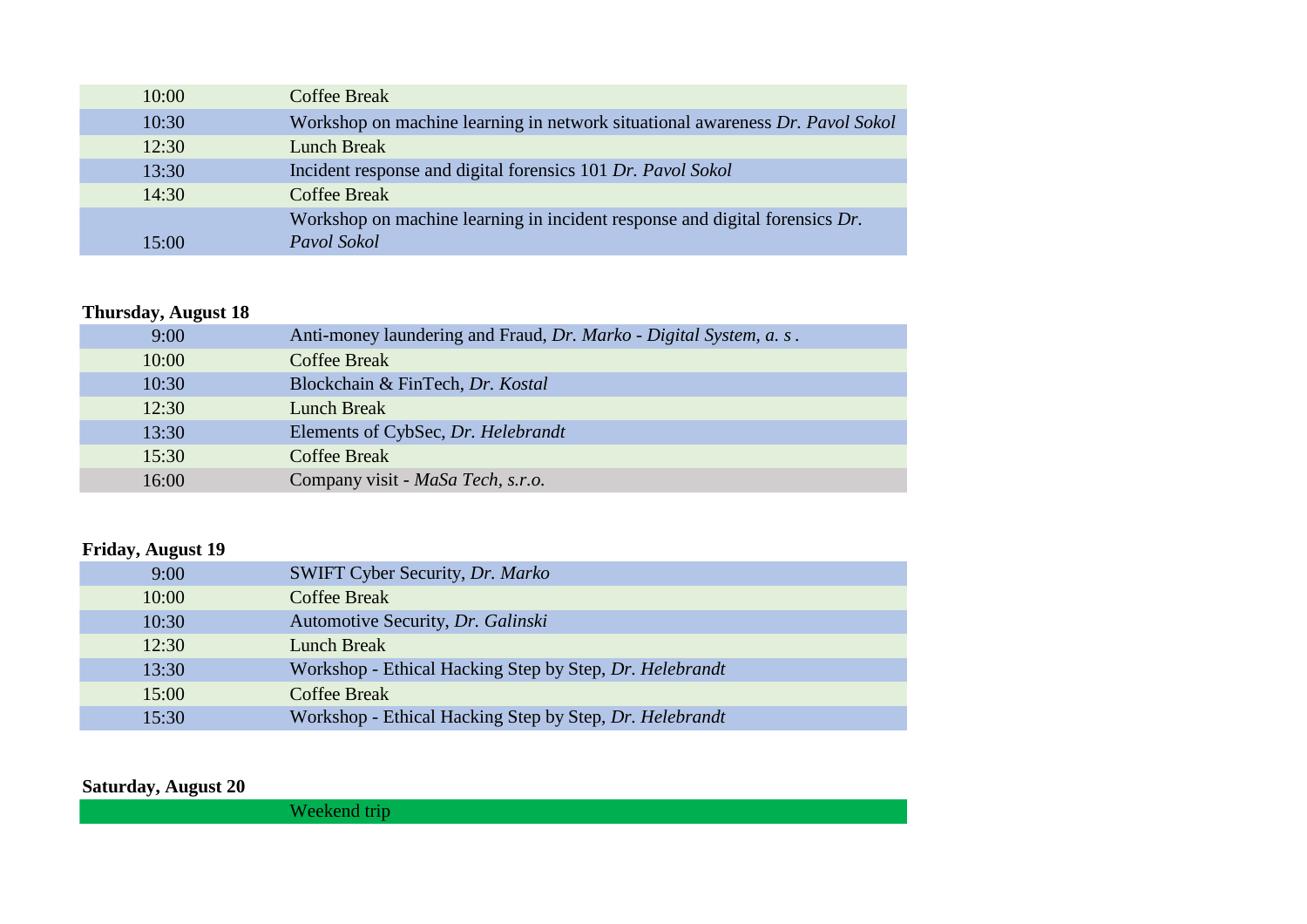| | |
|---|---|
| 10:00 | Coffee Break |
| 10:30 | Workshop on machine learning in network situational awareness *Dr. Pavol Sokol* |
| 12:30 | Lunch Break |
| 13:30 | Incident response and digital forensics 101 *Dr. Pavol Sokol* |
| 14:30 | Coffee Break |
| 15:00 | Workshop on machine learning in incident response and digital forensics *Dr. Pavol Sokol* |

**Thursday, August 18**

| | |
|---|---|
| 9:00 | Anti-money laundering and Fraud, *Dr. Marko - Digital System, a. s .* |
| 10:00 | Coffee Break |
| 10:30 | Blockchain & FinTech, *Dr. Kostal* |
| 12:30 | Lunch Break |
| 13:30 | Elements of CybSec, *Dr. Helebrandt* |
| 15:30 | Coffee Break |
| 16:00 | Company visit - *MaSa Tech, s.r.o.* |

**Friday, August 19**

| | |
|---|---|
| 9:00 | SWIFT Cyber Security, *Dr. Marko* |
| 10:00 | Coffee Break |
| 10:30 | Automotive Security, *Dr. Galinski* |
| 12:30 | Lunch Break |
| 13:30 | Workshop - Ethical Hacking Step by Step, *Dr. Helebrandt* |
| 15:00 | Coffee Break |
| 15:30 | Workshop - Ethical Hacking Step by Step, *Dr. Helebrandt* |

**Saturday, August 20**

| | |
|---|---|
| | Weekend trip |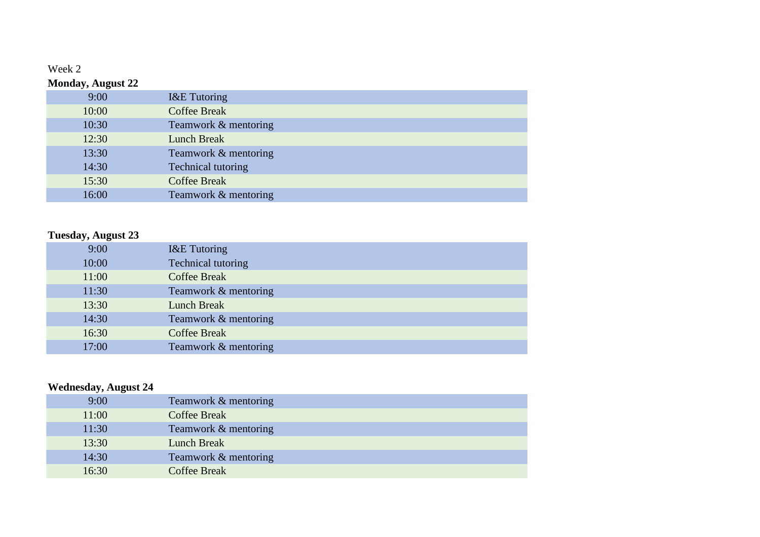Week 2

**Monday, August 22**

| | |
|---|---|
| 9:00 | I&E Tutoring |
| 10:00 | Coffee Break |
| 10:30 | Teamwork & mentoring |
| 12:30 | Lunch Break |
| 13:30 | Teamwork & mentoring |
| 14:30 | Technical tutoring |
| 15:30 | Coffee Break |
| 16:00 | Teamwork & mentoring |

**Tuesday, August 23**

| | |
|---|---|
| 9:00 | I&E Tutoring |
| 10:00 | Technical tutoring |
| 11:00 | Coffee Break |
| 11:30 | Teamwork & mentoring |
| 13:30 | Lunch Break |
| 14:30 | Teamwork & mentoring |
| 16:30 | Coffee Break |
| 17:00 | Teamwork & mentoring |

**Wednesday, August 24**

| | |
|---|---|
| 9:00 | Teamwork & mentoring |
| 11:00 | Coffee Break |
| 11:30 | Teamwork & mentoring |
| 13:30 | Lunch Break |
| 14:30 | Teamwork & mentoring |
| 16:30 | Coffee Break |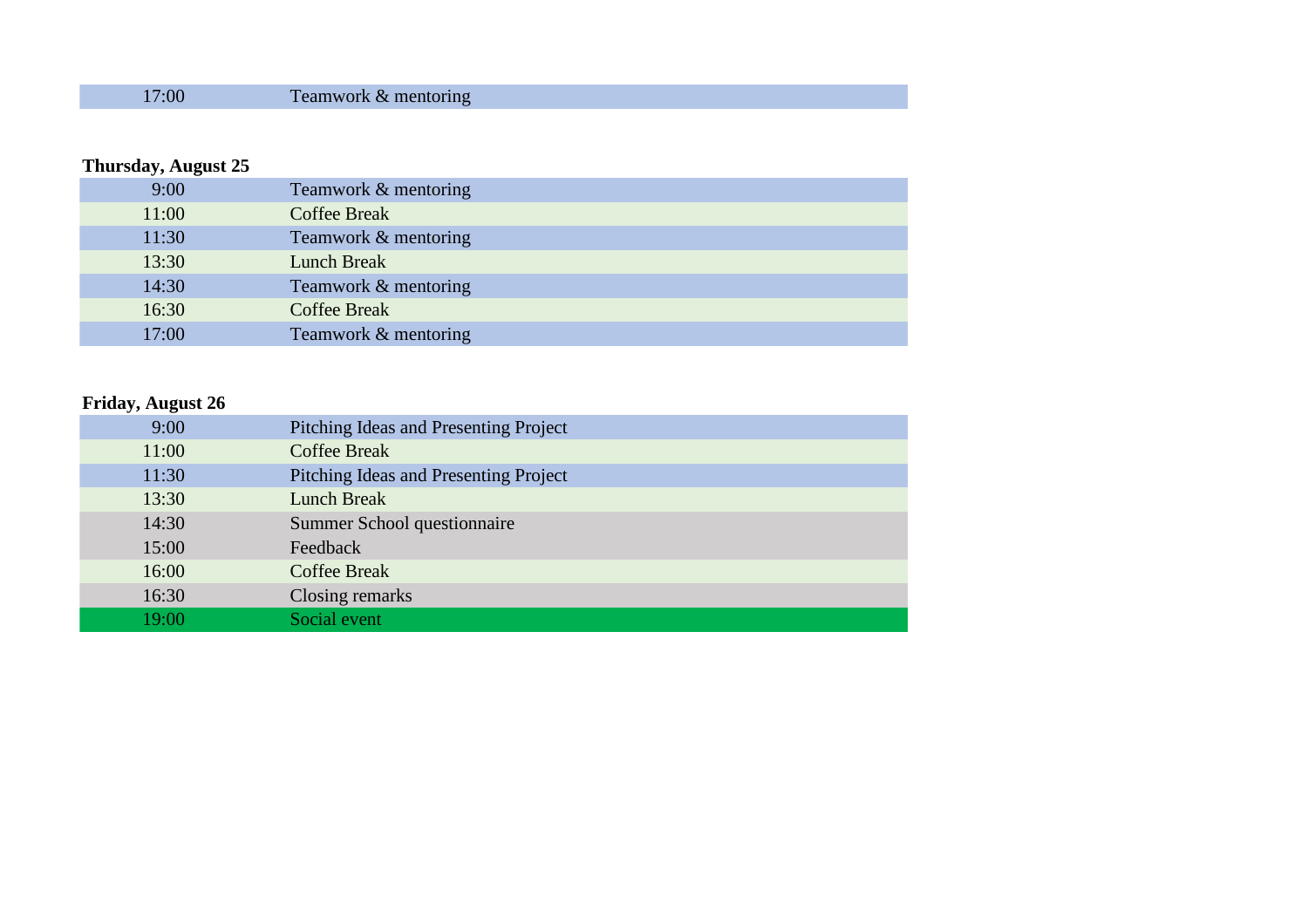| | |
|---|---|
| 17:00 | Teamwork & mentoring |

**Thursday, August 25**

| | |
|---|---|
| 9:00 | Teamwork & mentoring |
| 11:00 | Coffee Break |
| 11:30 | Teamwork & mentoring |
| 13:30 | Lunch Break |
| 14:30 | Teamwork & mentoring |
| 16:30 | Coffee Break |
| 17:00 | Teamwork & mentoring |

**Friday, August 26**

| | |
|---|---|
| 9:00 | Pitching Ideas and Presenting Project |
| 11:00 | Coffee Break |
| 11:30 | Pitching Ideas and Presenting Project |
| 13:30 | Lunch Break |
| 14:30 | Summer School questionnaire |
| 15:00 | Feedback |
| 16:00 | Coffee Break |
| 16:30 | Closing remarks |
| 19:00 | Social event |